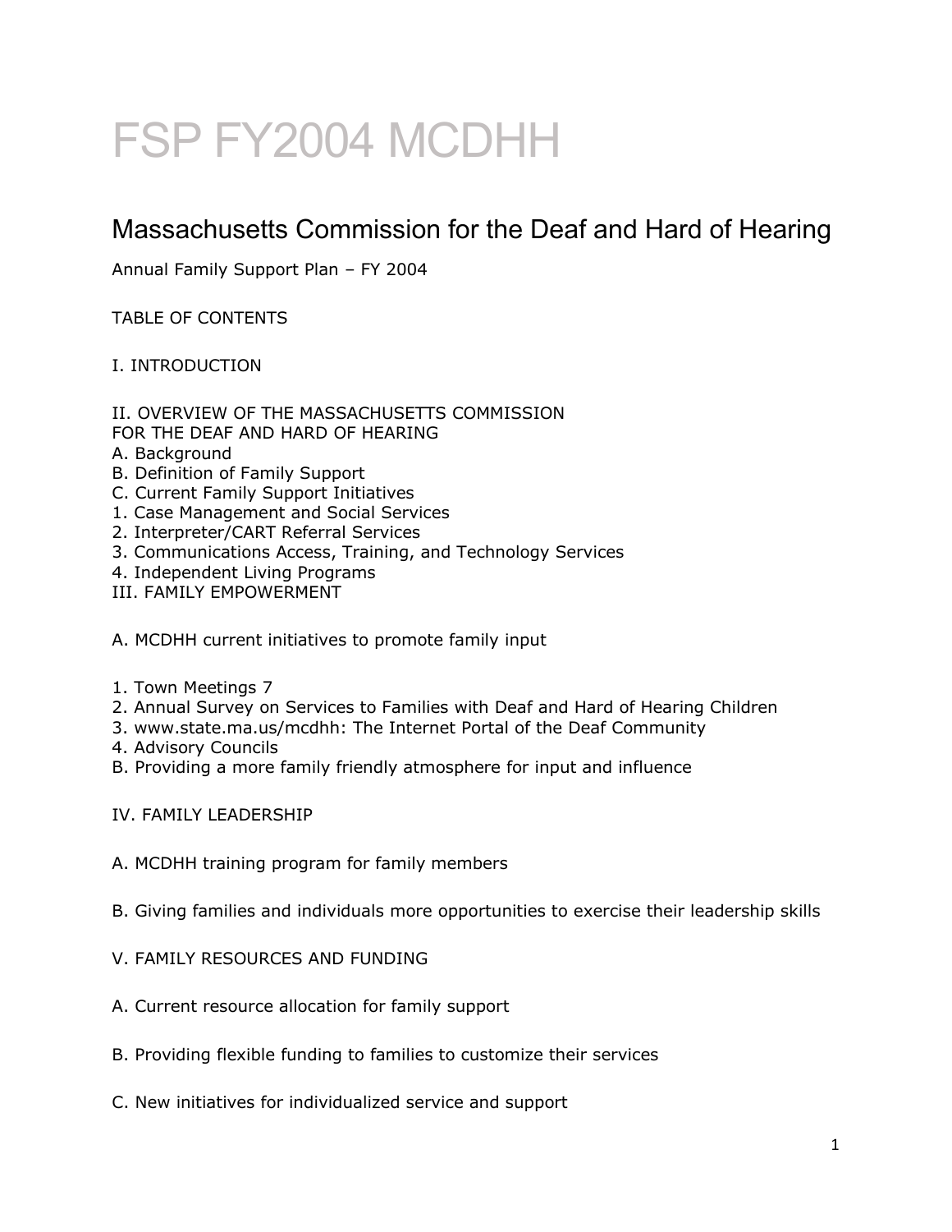# FSP FY2004 MCDHH

## Massachusetts Commission for the Deaf and Hard of Hearing

Annual Family Support Plan – FY 2004

TABLE OF CONTENTS

I. INTRODUCTION

II. OVERVIEW OF THE MASSACHUSETTS COMMISSION FOR THE DEAF AND HARD OF HEARING
A. Background
B. Definition of Family Support
C. Current Family Support Initiatives
1. Case Management and Social Services
2. Interpreter/CART Referral Services
3. Communications Access, Training, and Technology Services
4. Independent Living Programs
III. FAMILY EMPOWERMENT

A. MCDHH current initiatives to promote family input

1. Town Meetings 7
2. Annual Survey on Services to Families with Deaf and Hard of Hearing Children
3. www.state.ma.us/mcdhh: The Internet Portal of the Deaf Community
4. Advisory Councils
B. Providing a more family friendly atmosphere for input and influence

IV. FAMILY LEADERSHIP

A. MCDHH training program for family members

B. Giving families and individuals more opportunities to exercise their leadership skills

V. FAMILY RESOURCES AND FUNDING

A. Current resource allocation for family support

B. Providing flexible funding to families to customize their services

C. New initiatives for individualized service and support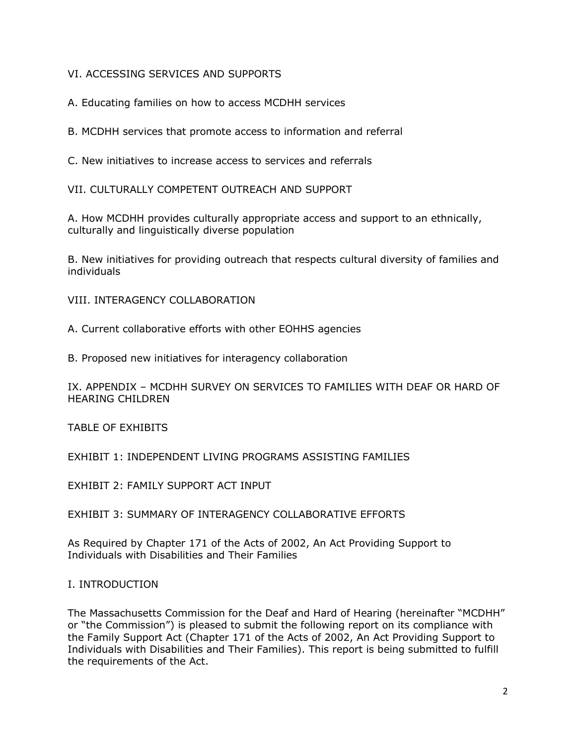VI. ACCESSING SERVICES AND SUPPORTS

A. Educating families on how to access MCDHH services

B. MCDHH services that promote access to information and referral

C. New initiatives to increase access to services and referrals

VII. CULTURALLY COMPETENT OUTREACH AND SUPPORT

A. How MCDHH provides culturally appropriate access and support to an ethnically, culturally and linguistically diverse population

B. New initiatives for providing outreach that respects cultural diversity of families and individuals

VIII. INTERAGENCY COLLABORATION

A. Current collaborative efforts with other EOHHS agencies

B. Proposed new initiatives for interagency collaboration

IX. APPENDIX – MCDHH SURVEY ON SERVICES TO FAMILIES WITH DEAF OR HARD OF HEARING CHILDREN

TABLE OF EXHIBITS

EXHIBIT 1: INDEPENDENT LIVING PROGRAMS ASSISTING FAMILIES

EXHIBIT 2: FAMILY SUPPORT ACT INPUT

EXHIBIT 3: SUMMARY OF INTERAGENCY COLLABORATIVE EFFORTS

As Required by Chapter 171 of the Acts of 2002, An Act Providing Support to Individuals with Disabilities and Their Families

## I. INTRODUCTION

The Massachusetts Commission for the Deaf and Hard of Hearing (hereinafter "MCDHH" or "the Commission") is pleased to submit the following report on its compliance with the Family Support Act (Chapter 171 of the Acts of 2002, An Act Providing Support to Individuals with Disabilities and Their Families). This report is being submitted to fulfill the requirements of the Act.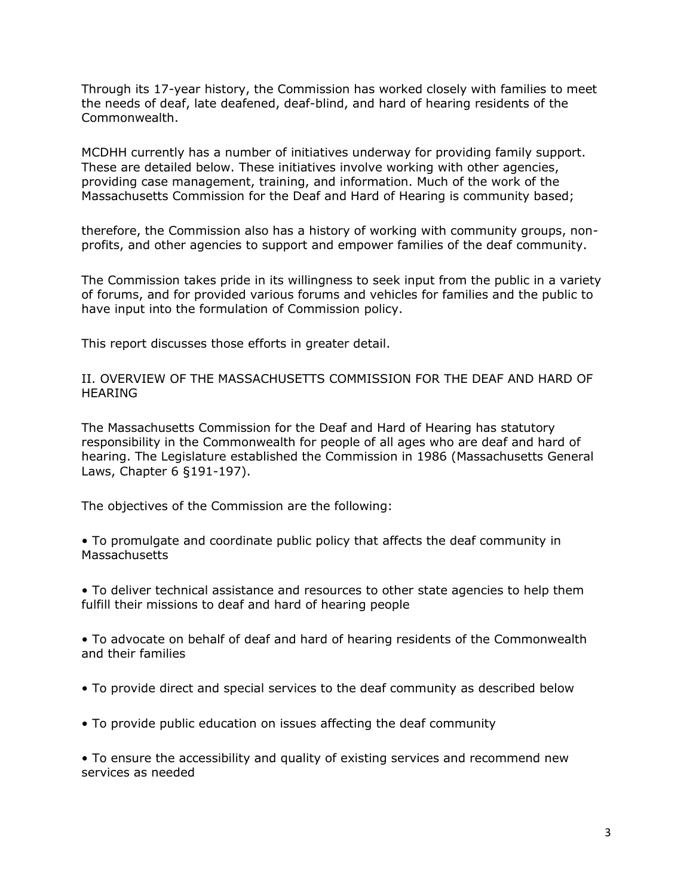Through its 17-year history, the Commission has worked closely with families to meet the needs of deaf, late deafened, deaf-blind, and hard of hearing residents of the Commonwealth.

MCDHH currently has a number of initiatives underway for providing family support. These are detailed below. These initiatives involve working with other agencies, providing case management, training, and information. Much of the work of the Massachusetts Commission for the Deaf and Hard of Hearing is community based;

therefore, the Commission also has a history of working with community groups, non-profits, and other agencies to support and empower families of the deaf community.

The Commission takes pride in its willingness to seek input from the public in a variety of forums, and for provided various forums and vehicles for families and the public to have input into the formulation of Commission policy.

This report discusses those efforts in greater detail.

## II. OVERVIEW OF THE MASSACHUSETTS COMMISSION FOR THE DEAF AND HARD OF HEARING

The Massachusetts Commission for the Deaf and Hard of Hearing has statutory responsibility in the Commonwealth for people of all ages who are deaf and hard of hearing. The Legislature established the Commission in 1986 (Massachusetts General Laws, Chapter 6 §191-197).

The objectives of the Commission are the following:

- To promulgate and coordinate public policy that affects the deaf community in Massachusetts
- To deliver technical assistance and resources to other state agencies to help them fulfill their missions to deaf and hard of hearing people
- To advocate on behalf of deaf and hard of hearing residents of the Commonwealth and their families
- To provide direct and special services to the deaf community as described below
- To provide public education on issues affecting the deaf community
- To ensure the accessibility and quality of existing services and recommend new services as needed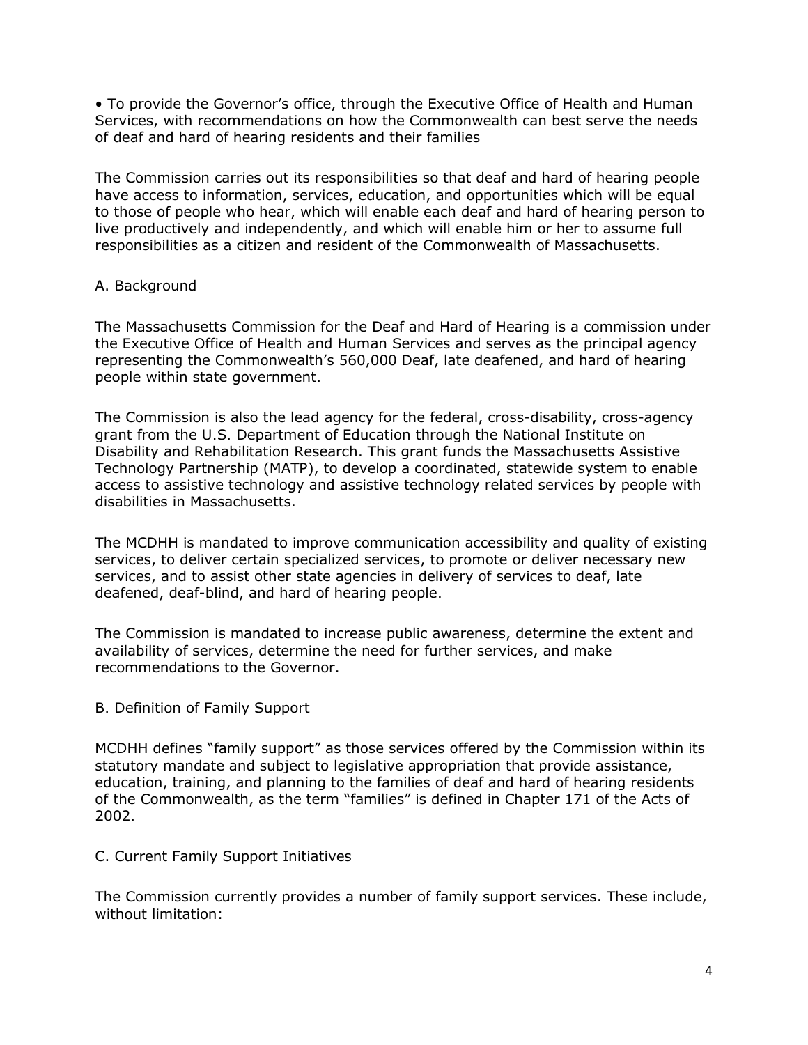- To provide the Governor's office, through the Executive Office of Health and Human Services, with recommendations on how the Commonwealth can best serve the needs of deaf and hard of hearing residents and their families

The Commission carries out its responsibilities so that deaf and hard of hearing people have access to information, services, education, and opportunities which will be equal to those of people who hear, which will enable each deaf and hard of hearing person to live productively and independently, and which will enable him or her to assume full responsibilities as a citizen and resident of the Commonwealth of Massachusetts.

## A. Background

The Massachusetts Commission for the Deaf and Hard of Hearing is a commission under the Executive Office of Health and Human Services and serves as the principal agency representing the Commonwealth's 560,000 Deaf, late deafened, and hard of hearing people within state government.

The Commission is also the lead agency for the federal, cross-disability, cross-agency grant from the U.S. Department of Education through the National Institute on Disability and Rehabilitation Research. This grant funds the Massachusetts Assistive Technology Partnership (MATP), to develop a coordinated, statewide system to enable access to assistive technology and assistive technology related services by people with disabilities in Massachusetts.

The MCDHH is mandated to improve communication accessibility and quality of existing services, to deliver certain specialized services, to promote or deliver necessary new services, and to assist other state agencies in delivery of services to deaf, late deafened, deaf-blind, and hard of hearing people.

The Commission is mandated to increase public awareness, determine the extent and availability of services, determine the need for further services, and make recommendations to the Governor.

## B. Definition of Family Support

MCDHH defines "family support" as those services offered by the Commission within its statutory mandate and subject to legislative appropriation that provide assistance, education, training, and planning to the families of deaf and hard of hearing residents of the Commonwealth, as the term "families" is defined in Chapter 171 of the Acts of 2002.

## C. Current Family Support Initiatives

The Commission currently provides a number of family support services. These include, without limitation: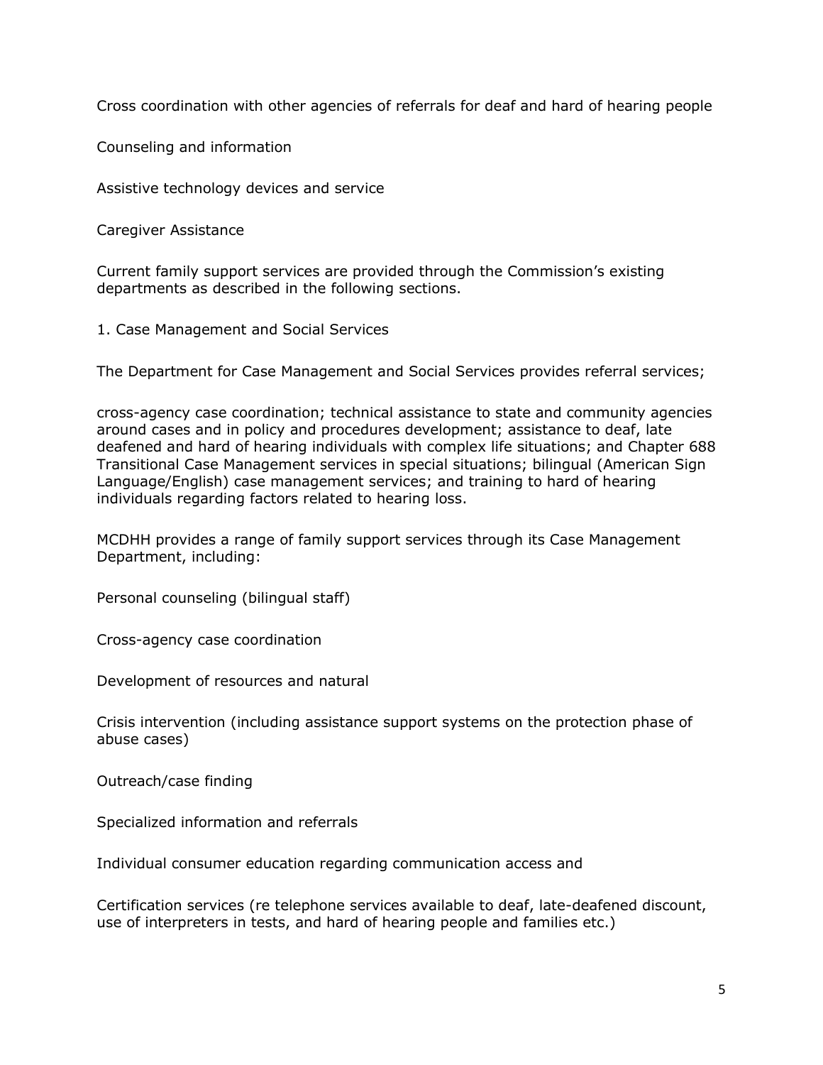Cross coordination with other agencies of referrals for deaf and hard of hearing people

Counseling and information

Assistive technology devices and service

Caregiver Assistance

Current family support services are provided through the Commission's existing departments as described in the following sections.

1. Case Management and Social Services

The Department for Case Management and Social Services provides referral services;

cross-agency case coordination; technical assistance to state and community agencies around cases and in policy and procedures development; assistance to deaf, late deafened and hard of hearing individuals with complex life situations; and Chapter 688 Transitional Case Management services in special situations; bilingual (American Sign Language/English) case management services; and training to hard of hearing individuals regarding factors related to hearing loss.

MCDHH provides a range of family support services through its Case Management Department, including:

Personal counseling (bilingual staff)

Cross-agency case coordination

Development of resources and natural

Crisis intervention (including assistance support systems on the protection phase of abuse cases)

Outreach/case finding

Specialized information and referrals

Individual consumer education regarding communication access and

Certification services (re telephone services available to deaf, late-deafened discount, use of interpreters in tests, and hard of hearing people and families etc.)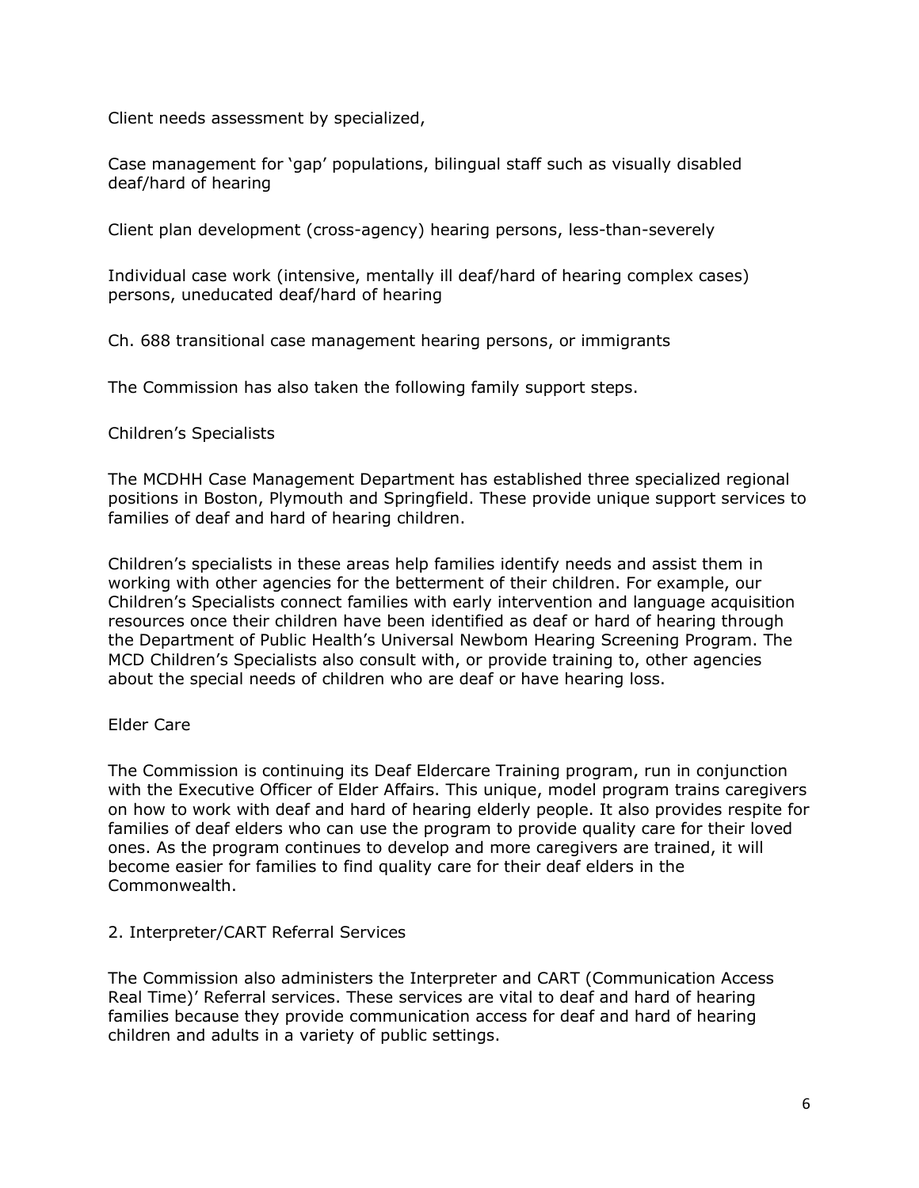Client needs assessment by specialized,

Case management for 'gap' populations, bilingual staff such as visually disabled deaf/hard of hearing

Client plan development (cross-agency) hearing persons, less-than-severely

Individual case work (intensive, mentally ill deaf/hard of hearing complex cases) persons, uneducated deaf/hard of hearing

Ch. 688 transitional case management hearing persons, or immigrants

The Commission has also taken the following family support steps.

Children's Specialists

The MCDHH Case Management Department has established three specialized regional positions in Boston, Plymouth and Springfield. These provide unique support services to families of deaf and hard of hearing children.

Children's specialists in these areas help families identify needs and assist them in working with other agencies for the betterment of their children. For example, our Children's Specialists connect families with early intervention and language acquisition resources once their children have been identified as deaf or hard of hearing through the Department of Public Health's Universal Newbom Hearing Screening Program. The MCD Children's Specialists also consult with, or provide training to, other agencies about the special needs of children who are deaf or have hearing loss.

Elder Care

The Commission is continuing its Deaf Eldercare Training program, run in conjunction with the Executive Officer of Elder Affairs. This unique, model program trains caregivers on how to work with deaf and hard of hearing elderly people. It also provides respite for families of deaf elders who can use the program to provide quality care for their loved ones. As the program continues to develop and more caregivers are trained, it will become easier for families to find quality care for their deaf elders in the Commonwealth.

2. Interpreter/CART Referral Services

The Commission also administers the Interpreter and CART (Communication Access Real Time)' Referral services. These services are vital to deaf and hard of hearing families because they provide communication access for deaf and hard of hearing children and adults in a variety of public settings.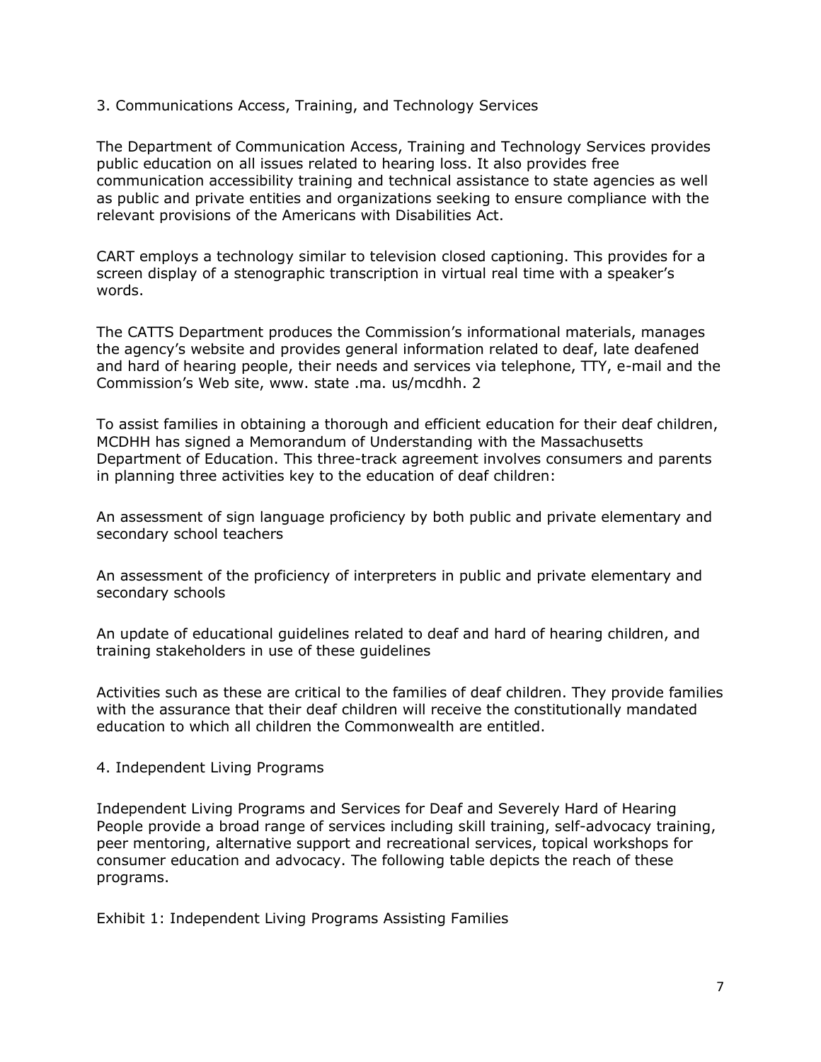## 3. Communications Access, Training, and Technology Services

The Department of Communication Access, Training and Technology Services provides public education on all issues related to hearing loss. It also provides free communication accessibility training and technical assistance to state agencies as well as public and private entities and organizations seeking to ensure compliance with the relevant provisions of the Americans with Disabilities Act.

CART employs a technology similar to television closed captioning. This provides for a screen display of a stenographic transcription in virtual real time with a speaker's words.

The CATTS Department produces the Commission's informational materials, manages the agency's website and provides general information related to deaf, late deafened and hard of hearing people, their needs and services via telephone, TTY, e-mail and the Commission's Web site, www. state .ma. us/mcdhh. 2

To assist families in obtaining a thorough and efficient education for their deaf children, MCDHH has signed a Memorandum of Understanding with the Massachusetts Department of Education. This three-track agreement involves consumers and parents in planning three activities key to the education of deaf children:

An assessment of sign language proficiency by both public and private elementary and secondary school teachers

An assessment of the proficiency of interpreters in public and private elementary and secondary schools

An update of educational guidelines related to deaf and hard of hearing children, and training stakeholders in use of these guidelines

Activities such as these are critical to the families of deaf children. They provide families with the assurance that their deaf children will receive the constitutionally mandated education to which all children the Commonwealth are entitled.

## 4. Independent Living Programs

Independent Living Programs and Services for Deaf and Severely Hard of Hearing People provide a broad range of services including skill training, self-advocacy training, peer mentoring, alternative support and recreational services, topical workshops for consumer education and advocacy. The following table depicts the reach of these programs.

Exhibit 1: Independent Living Programs Assisting Families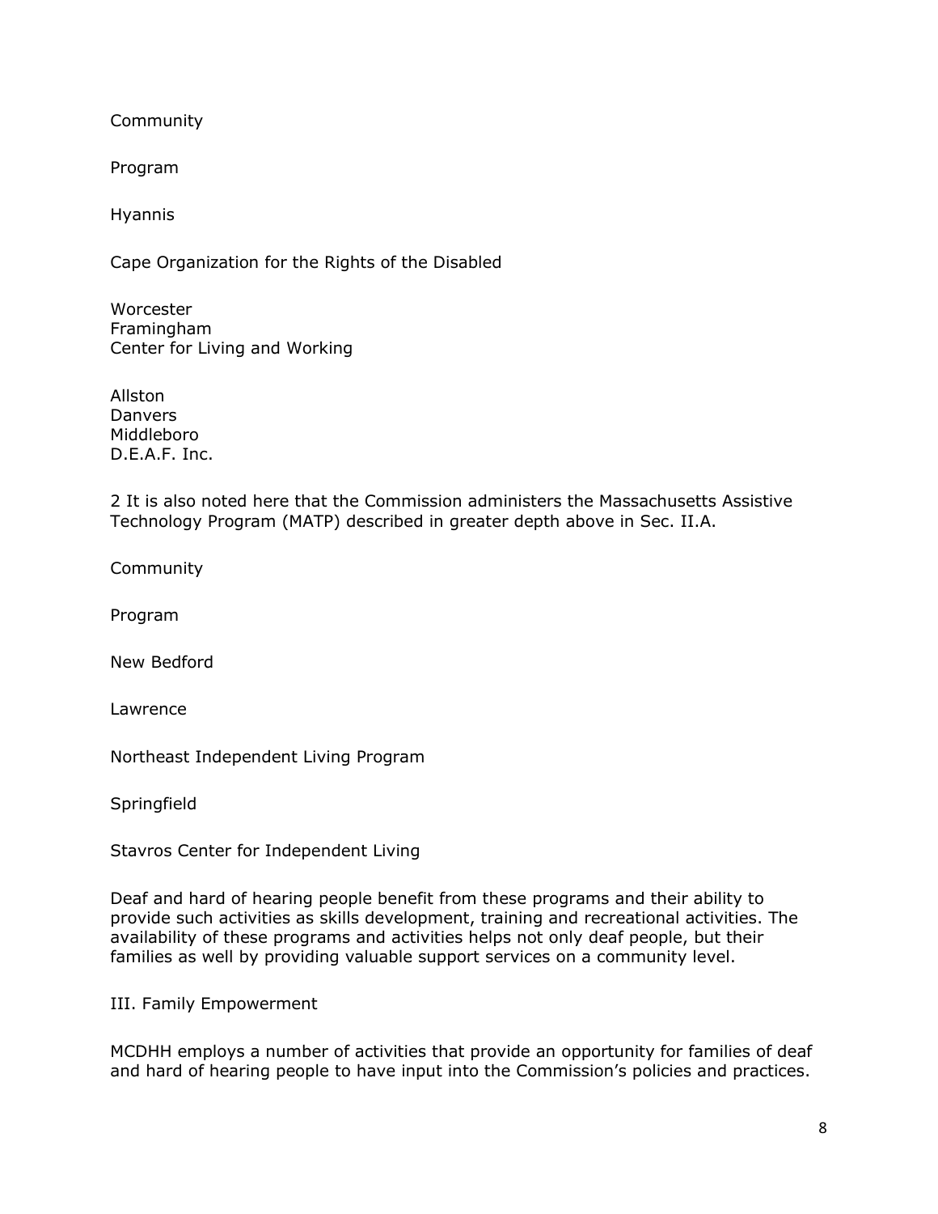Community

Program

Hyannis

Cape Organization for the Rights of the Disabled

Worcester
Framingham
Center for Living and Working

Allston
Danvers
Middleboro
D.E.A.F. Inc.

2 It is also noted here that the Commission administers the Massachusetts Assistive Technology Program (MATP) described in greater depth above in Sec. II.A.

Community

Program

New Bedford

Lawrence

Northeast Independent Living Program

Springfield

Stavros Center for Independent Living

Deaf and hard of hearing people benefit from these programs and their ability to provide such activities as skills development, training and recreational activities. The availability of these programs and activities helps not only deaf people, but their families as well by providing valuable support services on a community level.

## III. Family Empowerment

MCDHH employs a number of activities that provide an opportunity for families of deaf and hard of hearing people to have input into the Commission's policies and practices.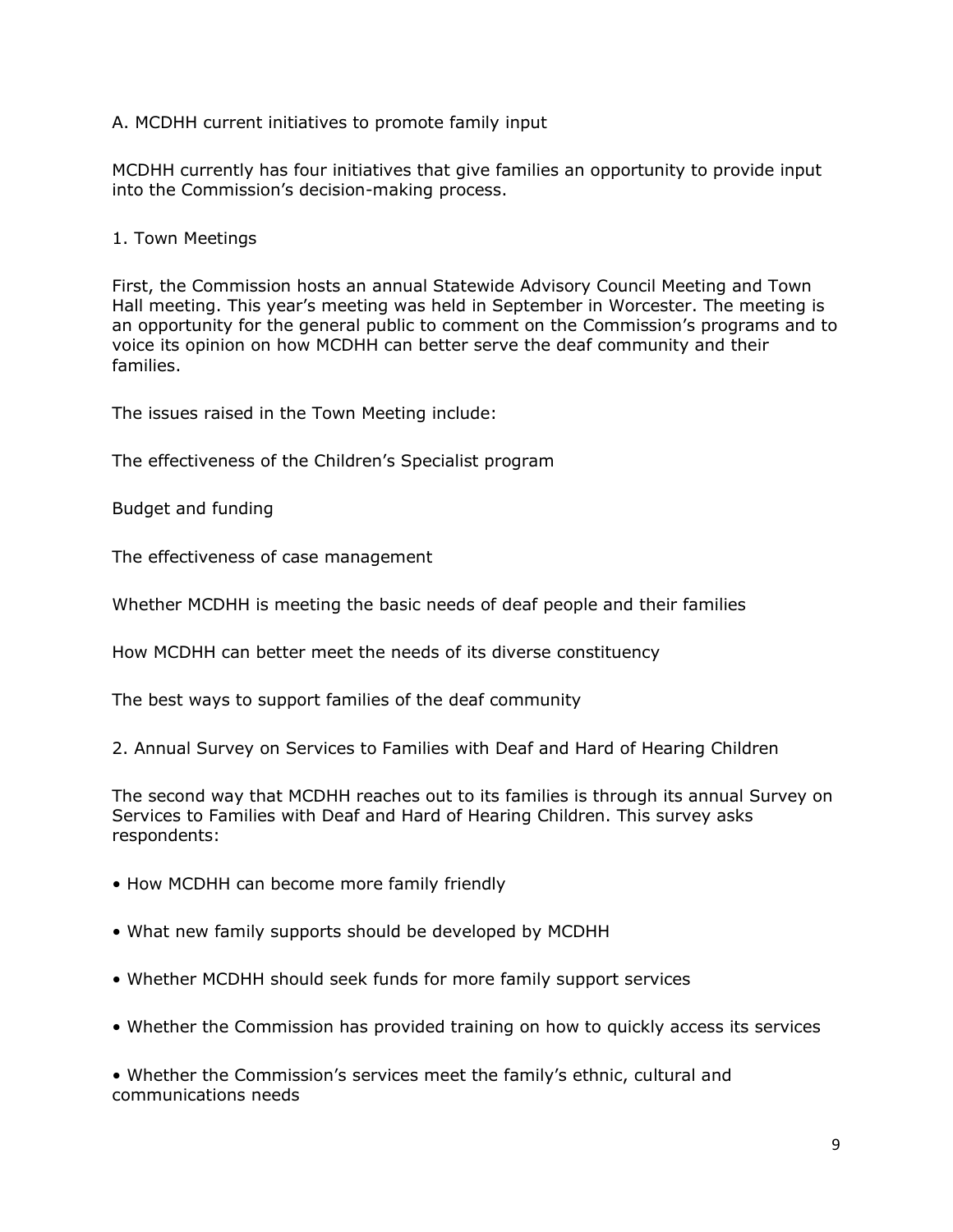## A. MCDHH current initiatives to promote family input

MCDHH currently has four initiatives that give families an opportunity to provide input into the Commission's decision-making process.

### 1. Town Meetings

First, the Commission hosts an annual Statewide Advisory Council Meeting and Town Hall meeting. This year's meeting was held in September in Worcester. The meeting is an opportunity for the general public to comment on the Commission's programs and to voice its opinion on how MCDHH can better serve the deaf community and their families.

The issues raised in the Town Meeting include:

The effectiveness of the Children's Specialist program

Budget and funding

The effectiveness of case management

Whether MCDHH is meeting the basic needs of deaf people and their families

How MCDHH can better meet the needs of its diverse constituency

The best ways to support families of the deaf community

### 2. Annual Survey on Services to Families with Deaf and Hard of Hearing Children

The second way that MCDHH reaches out to its families is through its annual Survey on Services to Families with Deaf and Hard of Hearing Children. This survey asks respondents:

- How MCDHH can become more family friendly
- What new family supports should be developed by MCDHH
- Whether MCDHH should seek funds for more family support services
- Whether the Commission has provided training on how to quickly access its services
- Whether the Commission's services meet the family's ethnic, cultural and communications needs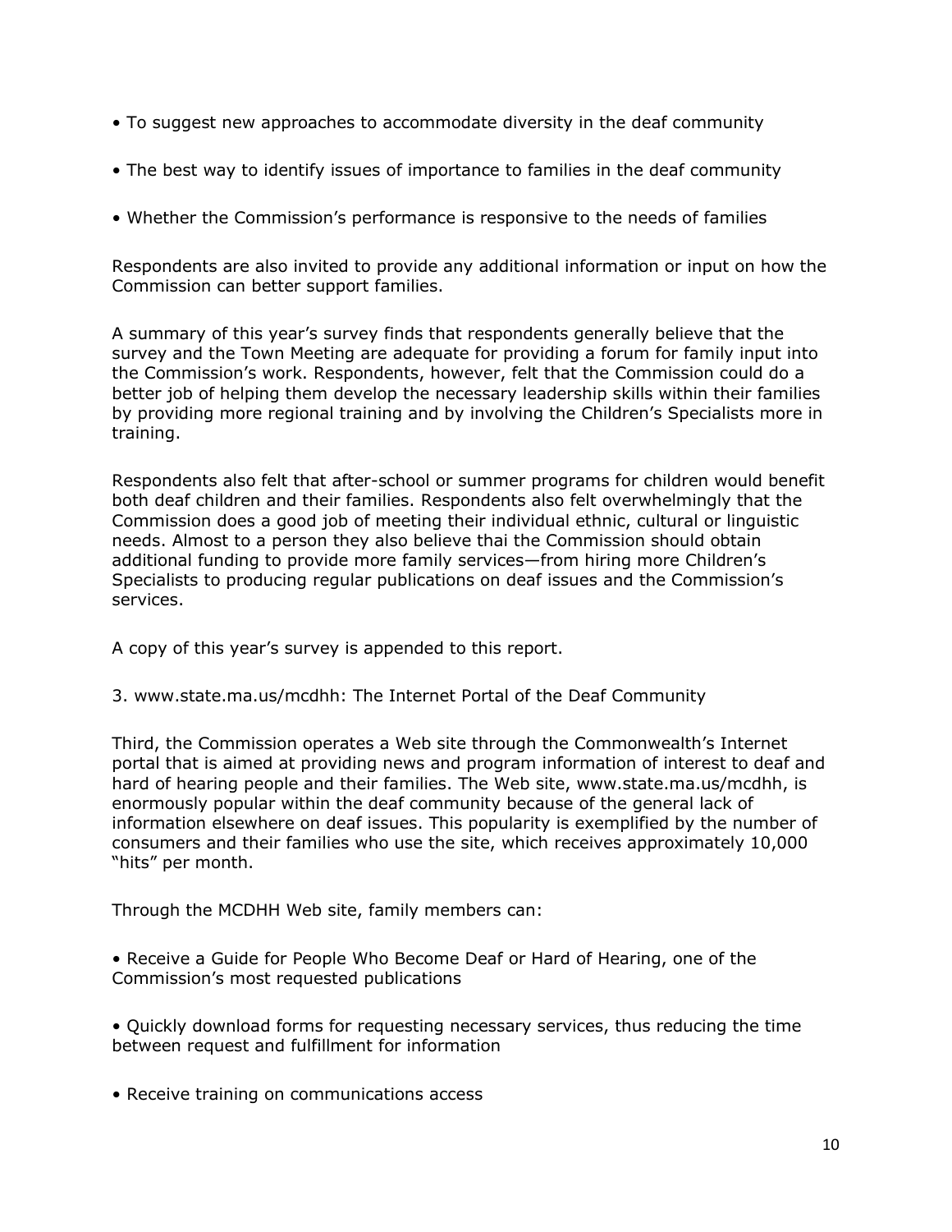- To suggest new approaches to accommodate diversity in the deaf community

- The best way to identify issues of importance to families in the deaf community

- Whether the Commission's performance is responsive to the needs of families

Respondents are also invited to provide any additional information or input on how the Commission can better support families.

A summary of this year's survey finds that respondents generally believe that the survey and the Town Meeting are adequate for providing a forum for family input into the Commission's work. Respondents, however, felt that the Commission could do a better job of helping them develop the necessary leadership skills within their families by providing more regional training and by involving the Children's Specialists more in training.

Respondents also felt that after-school or summer programs for children would benefit both deaf children and their families. Respondents also felt overwhelmingly that the Commission does a good job of meeting their individual ethnic, cultural or linguistic needs. Almost to a person they also believe thai the Commission should obtain additional funding to provide more family services—from hiring more Children's Specialists to producing regular publications on deaf issues and the Commission's services.

A copy of this year's survey is appended to this report.

3. www.state.ma.us/mcdhh: The Internet Portal of the Deaf Community

Third, the Commission operates a Web site through the Commonwealth's Internet portal that is aimed at providing news and program information of interest to deaf and hard of hearing people and their families. The Web site, www.state.ma.us/mcdhh, is enormously popular within the deaf community because of the general lack of information elsewhere on deaf issues. This popularity is exemplified by the number of consumers and their families who use the site, which receives approximately 10,000 "hits" per month.

Through the MCDHH Web site, family members can:

- Receive a Guide for People Who Become Deaf or Hard of Hearing, one of the Commission's most requested publications

- Quickly download forms for requesting necessary services, thus reducing the time between request and fulfillment for information

- Receive training on communications access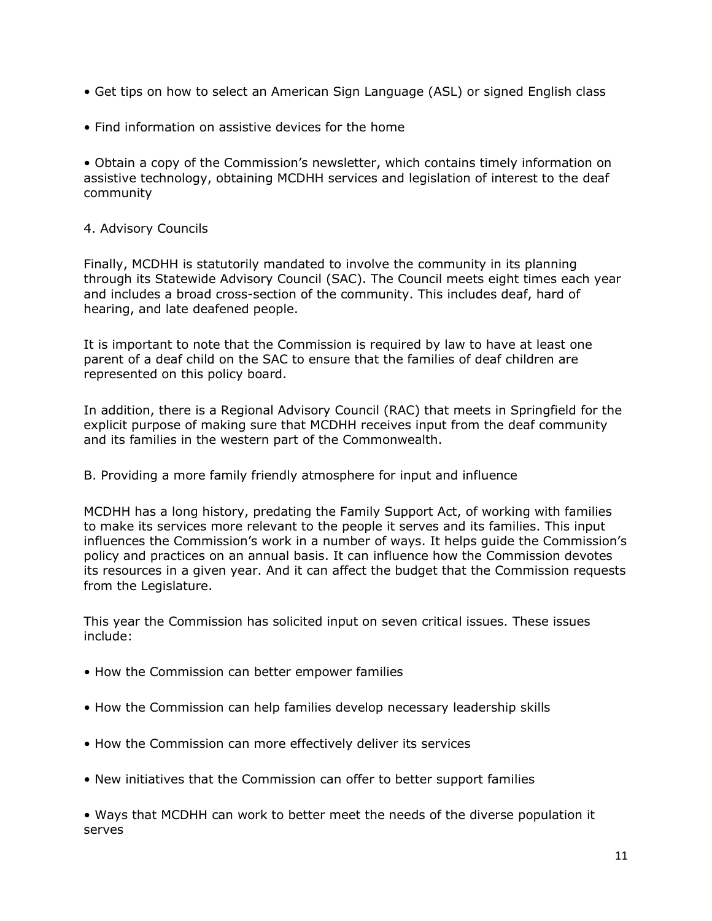- Get tips on how to select an American Sign Language (ASL) or signed English class
- Find information on assistive devices for the home
- Obtain a copy of the Commission's newsletter, which contains timely information on assistive technology, obtaining MCDHH services and legislation of interest to the deaf community

4. Advisory Councils

Finally, MCDHH is statutorily mandated to involve the community in its planning through its Statewide Advisory Council (SAC). The Council meets eight times each year and includes a broad cross-section of the community. This includes deaf, hard of hearing, and late deafened people.

It is important to note that the Commission is required by law to have at least one parent of a deaf child on the SAC to ensure that the families of deaf children are represented on this policy board.

In addition, there is a Regional Advisory Council (RAC) that meets in Springfield for the explicit purpose of making sure that MCDHH receives input from the deaf community and its families in the western part of the Commonwealth.

B. Providing a more family friendly atmosphere for input and influence

MCDHH has a long history, predating the Family Support Act, of working with families to make its services more relevant to the people it serves and its families. This input influences the Commission's work in a number of ways. It helps guide the Commission's policy and practices on an annual basis. It can influence how the Commission devotes its resources in a given year. And it can affect the budget that the Commission requests from the Legislature.

This year the Commission has solicited input on seven critical issues. These issues include:

- How the Commission can better empower families
- How the Commission can help families develop necessary leadership skills
- How the Commission can more effectively deliver its services
- New initiatives that the Commission can offer to better support families
- Ways that MCDHH can work to better meet the needs of the diverse population it serves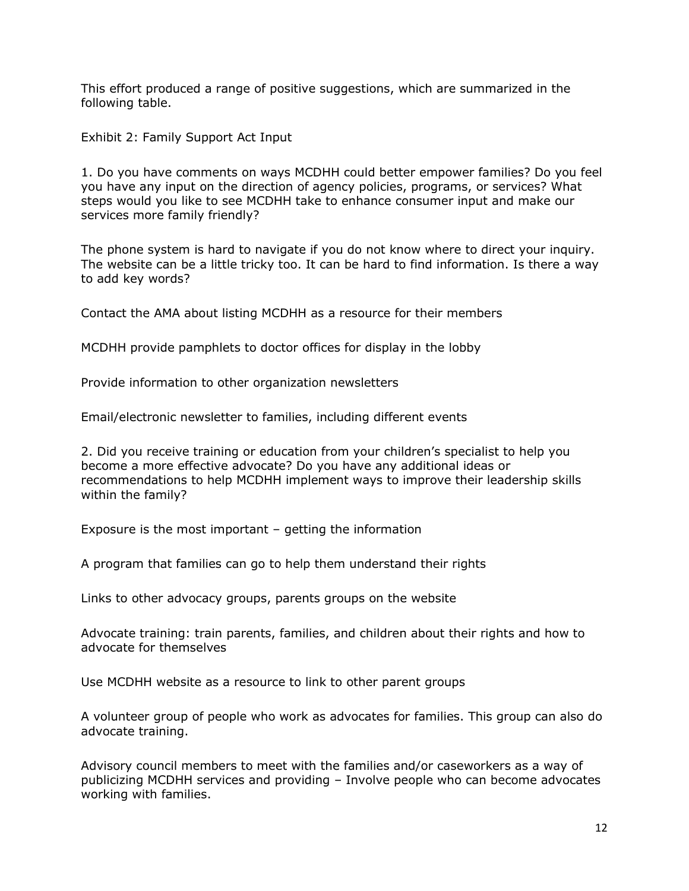This effort produced a range of positive suggestions, which are summarized in the following table.

Exhibit 2: Family Support Act Input

1. Do you have comments on ways MCDHH could better empower families? Do you feel you have any input on the direction of agency policies, programs, or services? What steps would you like to see MCDHH take to enhance consumer input and make our services more family friendly?

The phone system is hard to navigate if you do not know where to direct your inquiry. The website can be a little tricky too. It can be hard to find information. Is there a way to add key words?

Contact the AMA about listing MCDHH as a resource for their members

MCDHH provide pamphlets to doctor offices for display in the lobby

Provide information to other organization newsletters

Email/electronic newsletter to families, including different events

2. Did you receive training or education from your children's specialist to help you become a more effective advocate? Do you have any additional ideas or recommendations to help MCDHH implement ways to improve their leadership skills within the family?

Exposure is the most important – getting the information

A program that families can go to help them understand their rights

Links to other advocacy groups, parents groups on the website

Advocate training: train parents, families, and children about their rights and how to advocate for themselves

Use MCDHH website as a resource to link to other parent groups

A volunteer group of people who work as advocates for families. This group can also do advocate training.

Advisory council members to meet with the families and/or caseworkers as a way of publicizing MCDHH services and providing – Involve people who can become advocates working with families.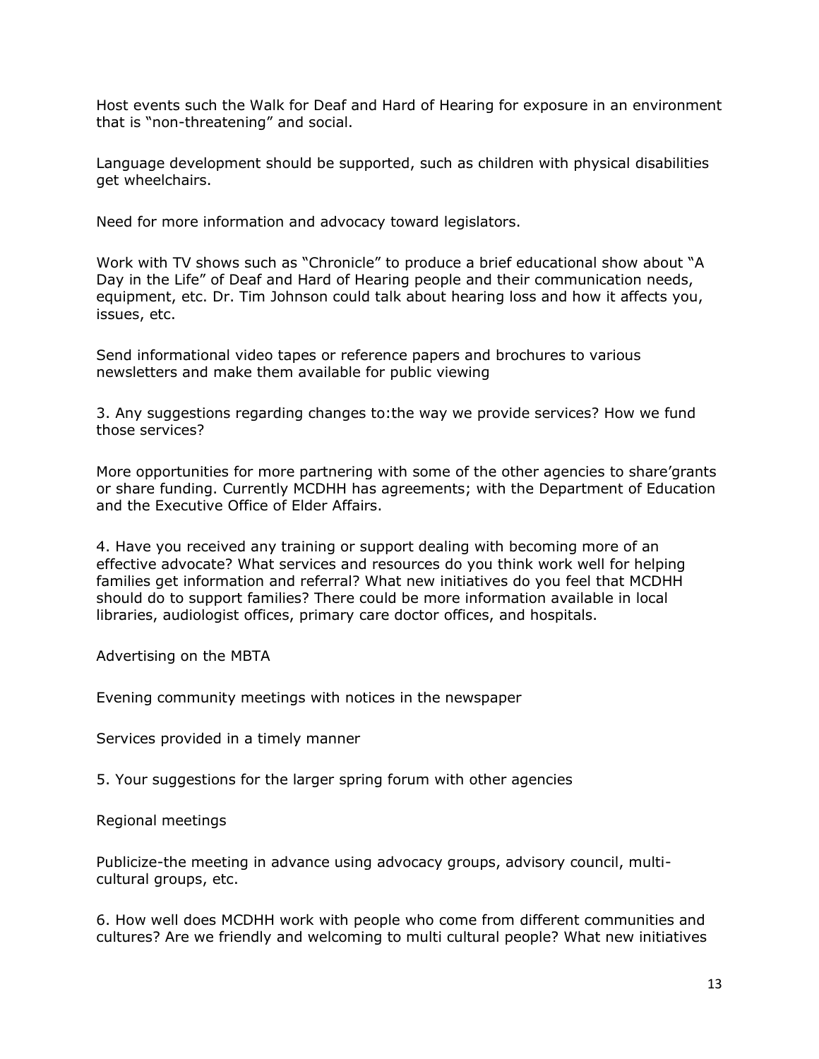Host events such the Walk for Deaf and Hard of Hearing for exposure in an environment that is "non-threatening" and social.

Language development should be supported, such as children with physical disabilities get wheelchairs.

Need for more information and advocacy toward legislators.

Work with TV shows such as "Chronicle" to produce a brief educational show about "A Day in the Life" of Deaf and Hard of Hearing people and their communication needs, equipment, etc. Dr. Tim Johnson could talk about hearing loss and how it affects you, issues, etc.

Send informational video tapes or reference papers and brochures to various newsletters and make them available for public viewing

3. Any suggestions regarding changes to:the way we provide services? How we fund those services?

More opportunities for more partnering with some of the other agencies to share'grants or share funding. Currently MCDHH has agreements; with the Department of Education and the Executive Office of Elder Affairs.

4. Have you received any training or support dealing with becoming more of an effective advocate? What services and resources do you think work well for helping families get information and referral? What new initiatives do you feel that MCDHH should do to support families? There could be more information available in local libraries, audiologist offices, primary care doctor offices, and hospitals.

Advertising on the MBTA

Evening community meetings with notices in the newspaper

Services provided in a timely manner

5. Your suggestions for the larger spring forum with other agencies

Regional meetings

Publicize-the meeting in advance using advocacy groups, advisory council, multi-cultural groups, etc.

6. How well does MCDHH work with people who come from different communities and cultures? Are we friendly and welcoming to multi cultural people? What new initiatives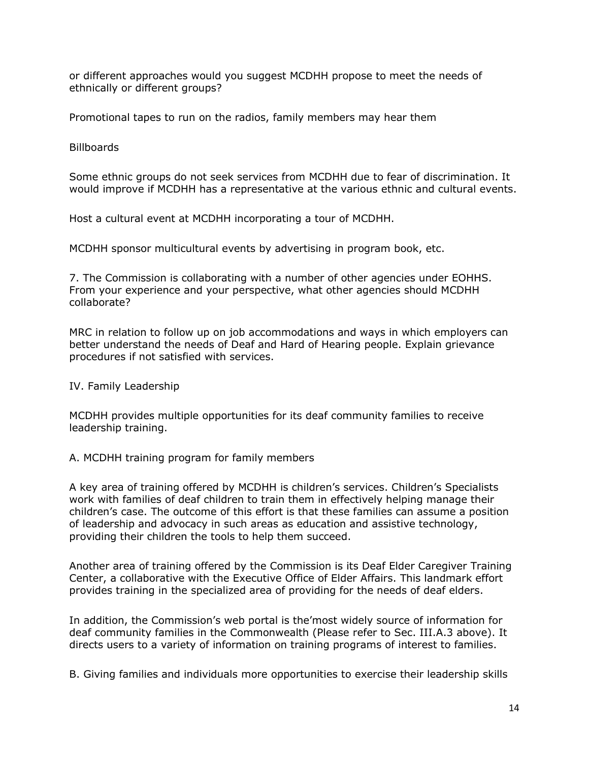or different approaches would you suggest MCDHH propose to meet the needs of ethnically or different groups?

Promotional tapes to run on the radios, family members may hear them

Billboards

Some ethnic groups do not seek services from MCDHH due to fear of discrimination. It would improve if MCDHH has a representative at the various ethnic and cultural events.

Host a cultural event at MCDHH incorporating a tour of MCDHH.

MCDHH sponsor multicultural events by advertising in program book, etc.

7. The Commission is collaborating with a number of other agencies under EOHHS. From your experience and your perspective, what other agencies should MCDHH collaborate?

MRC in relation to follow up on job accommodations and ways in which employers can better understand the needs of Deaf and Hard of Hearing people. Explain grievance procedures if not satisfied with services.

## IV. Family Leadership

MCDHH provides multiple opportunities for its deaf community families to receive leadership training.

### A. MCDHH training program for family members

A key area of training offered by MCDHH is children's services. Children's Specialists work with families of deaf children to train them in effectively helping manage their children's case. The outcome of this effort is that these families can assume a position of leadership and advocacy in such areas as education and assistive technology, providing their children the tools to help them succeed.

Another area of training offered by the Commission is its Deaf Elder Caregiver Training Center, a collaborative with the Executive Office of Elder Affairs. This landmark effort provides training in the specialized area of providing for the needs of deaf elders.

In addition, the Commission's web portal is the'most widely source of information for deaf community families in the Commonwealth (Please refer to Sec. III.A.3 above). It directs users to a variety of information on training programs of interest to families.

### B. Giving families and individuals more opportunities to exercise their leadership skills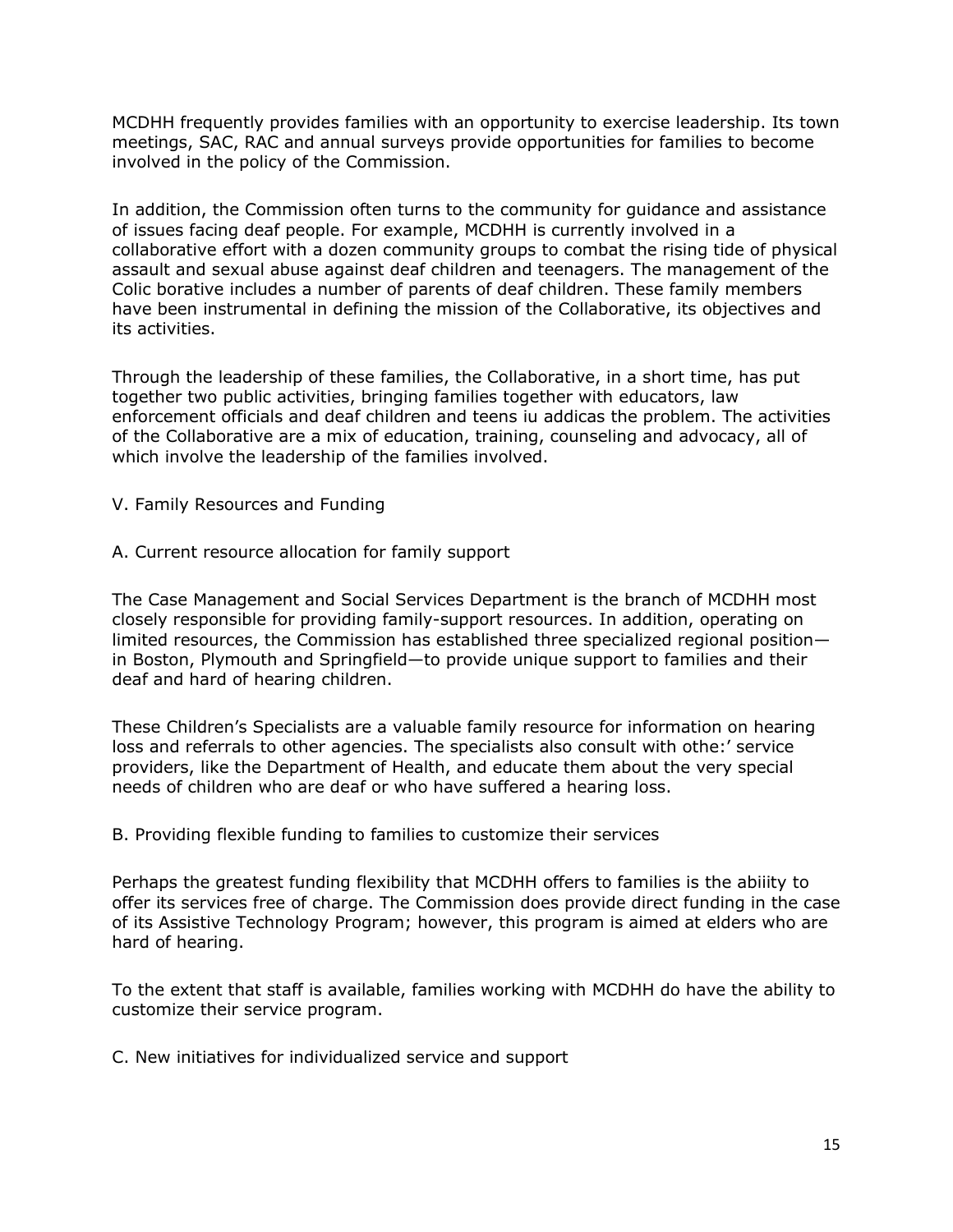MCDHH frequently provides families with an opportunity to exercise leadership. Its town meetings, SAC, RAC and annual surveys provide opportunities for families to become involved in the policy of the Commission.

In addition, the Commission often turns to the community for guidance and assistance of issues facing deaf people. For example, MCDHH is currently involved in a collaborative effort with a dozen community groups to combat the rising tide of physical assault and sexual abuse against deaf children and teenagers. The management of the Colic borative includes a number of parents of deaf children. These family members have been instrumental in defining the mission of the Collaborative, its objectives and its activities.

Through the leadership of these families, the Collaborative, in a short time, has put together two public activities, bringing families together with educators, law enforcement officials and deaf children and teens iu addicas the problem. The activities of the Collaborative are a mix of education, training, counseling and advocacy, all of which involve the leadership of the families involved.

## V. Family Resources and Funding

### A. Current resource allocation for family support

The Case Management and Social Services Department is the branch of MCDHH most closely responsible for providing family-support resources. In addition, operating on limited resources, the Commission has established three specialized regional position—in Boston, Plymouth and Springfield—to provide unique support to families and their deaf and hard of hearing children.

These Children's Specialists are a valuable family resource for information on hearing loss and referrals to other agencies. The specialists also consult with othe:' service providers, like the Department of Health, and educate them about the very special needs of children who are deaf or who have suffered a hearing loss.

### B. Providing flexible funding to families to customize their services

Perhaps the greatest funding flexibility that MCDHH offers to families is the abiiity to offer its services free of charge. The Commission does provide direct funding in the case of its Assistive Technology Program; however, this program is aimed at elders who are hard of hearing.

To the extent that staff is available, families working with MCDHH do have the ability to customize their service program.

### C. New initiatives for individualized service and support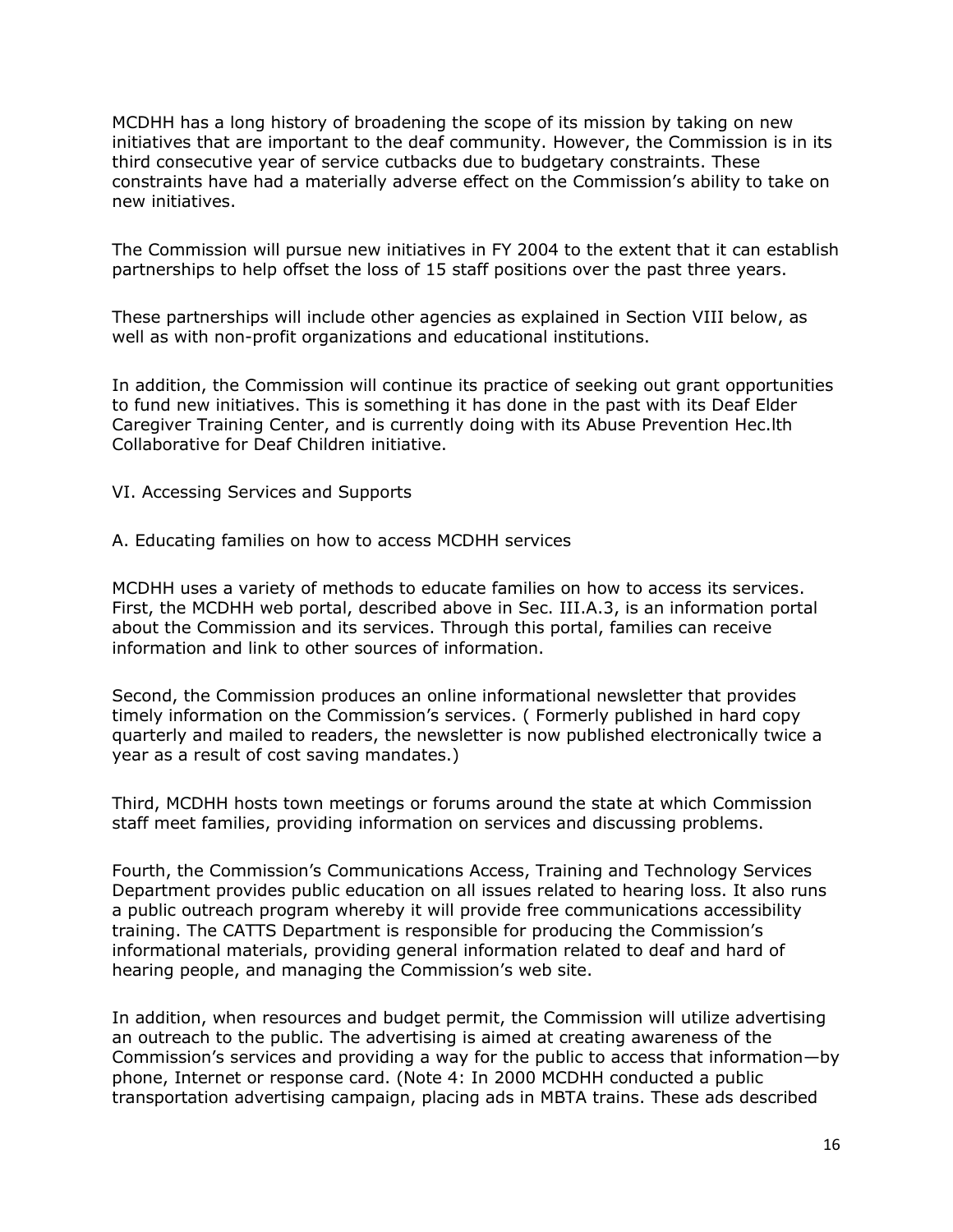MCDHH has a long history of broadening the scope of its mission by taking on new initiatives that are important to the deaf community. However, the Commission is in its third consecutive year of service cutbacks due to budgetary constraints. These constraints have had a materially adverse effect on the Commission's ability to take on new initiatives.

The Commission will pursue new initiatives in FY 2004 to the extent that it can establish partnerships to help offset the loss of 15 staff positions over the past three years.

These partnerships will include other agencies as explained in Section VIII below, as well as with non-profit organizations and educational institutions.

In addition, the Commission will continue its practice of seeking out grant opportunities to fund new initiatives. This is something it has done in the past with its Deaf Elder Caregiver Training Center, and is currently doing with its Abuse Prevention Hec.lth Collaborative for Deaf Children initiative.

## VI. Accessing Services and Supports

### A. Educating families on how to access MCDHH services

MCDHH uses a variety of methods to educate families on how to access its services. First, the MCDHH web portal, described above in Sec. III.A.3, is an information portal about the Commission and its services. Through this portal, families can receive information and link to other sources of information.

Second, the Commission produces an online informational newsletter that provides timely information on the Commission's services. ( Formerly published in hard copy quarterly and mailed to readers, the newsletter is now published electronically twice a year as a result of cost saving mandates.)

Third, MCDHH hosts town meetings or forums around the state at which Commission staff meet families, providing information on services and discussing problems.

Fourth, the Commission's Communications Access, Training and Technology Services Department provides public education on all issues related to hearing loss. It also runs a public outreach program whereby it will provide free communications accessibility training. The CATTS Department is responsible for producing the Commission's informational materials, providing general information related to deaf and hard of hearing people, and managing the Commission's web site.

In addition, when resources and budget permit, the Commission will utilize advertising an outreach to the public. The advertising is aimed at creating awareness of the Commission's services and providing a way for the public to access that information—by phone, Internet or response card. (Note 4: In 2000 MCDHH conducted a public transportation advertising campaign, placing ads in MBTA trains. These ads described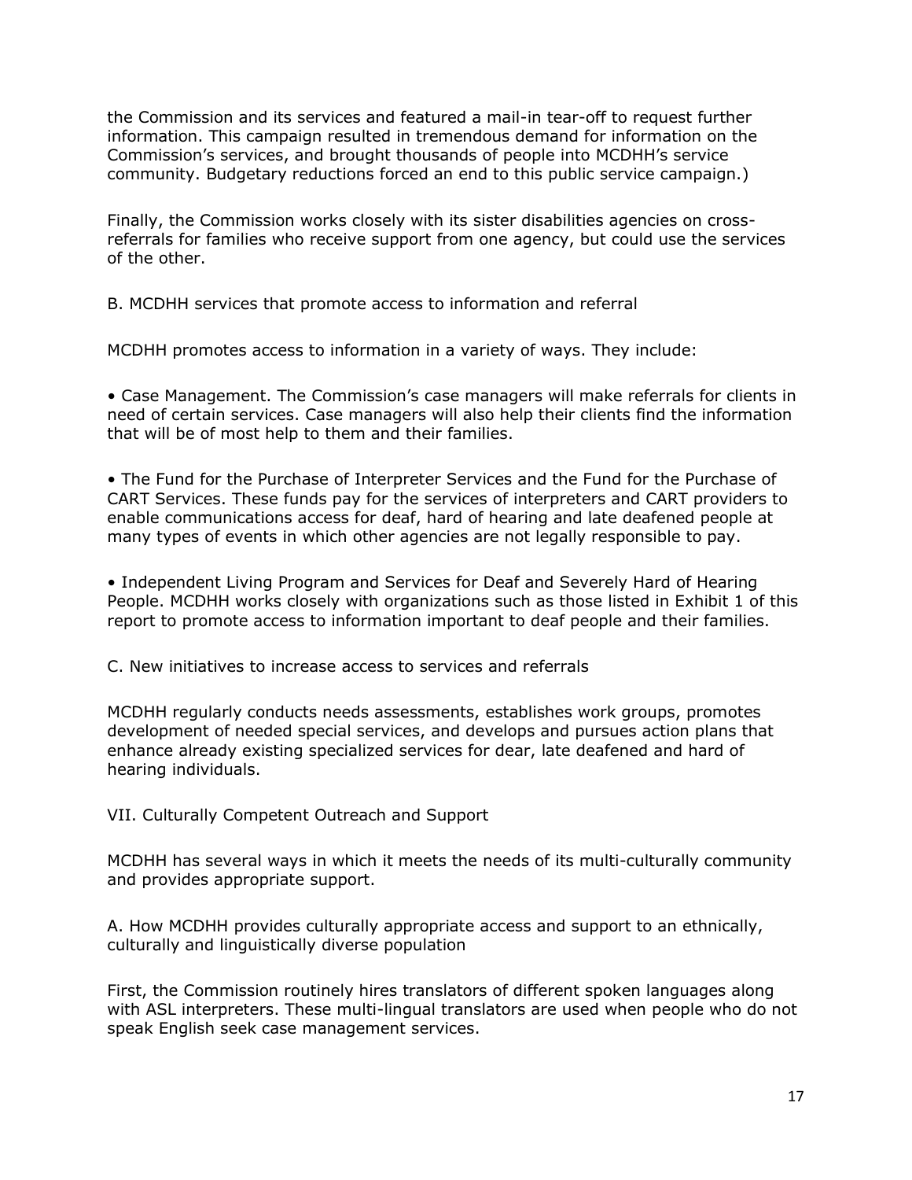the Commission and its services and featured a mail-in tear-off to request further information. This campaign resulted in tremendous demand for information on the Commission's services, and brought thousands of people into MCDHH's service community. Budgetary reductions forced an end to this public service campaign.)

Finally, the Commission works closely with its sister disabilities agencies on cross-referrals for families who receive support from one agency, but could use the services of the other.

B. MCDHH services that promote access to information and referral

MCDHH promotes access to information in a variety of ways. They include:

• Case Management. The Commission's case managers will make referrals for clients in need of certain services. Case managers will also help their clients find the information that will be of most help to them and their families.

• The Fund for the Purchase of Interpreter Services and the Fund for the Purchase of CART Services. These funds pay for the services of interpreters and CART providers to enable communications access for deaf, hard of hearing and late deafened people at many types of events in which other agencies are not legally responsible to pay.

• Independent Living Program and Services for Deaf and Severely Hard of Hearing People. MCDHH works closely with organizations such as those listed in Exhibit 1 of this report to promote access to information important to deaf people and their families.

C. New initiatives to increase access to services and referrals

MCDHH regularly conducts needs assessments, establishes work groups, promotes development of needed special services, and develops and pursues action plans that enhance already existing specialized services for dear, late deafened and hard of hearing individuals.

VII. Culturally Competent Outreach and Support

MCDHH has several ways in which it meets the needs of its multi-culturally community and provides appropriate support.

A. How MCDHH provides culturally appropriate access and support to an ethnically, culturally and linguistically diverse population

First, the Commission routinely hires translators of different spoken languages along with ASL interpreters. These multi-lingual translators are used when people who do not speak English seek case management services.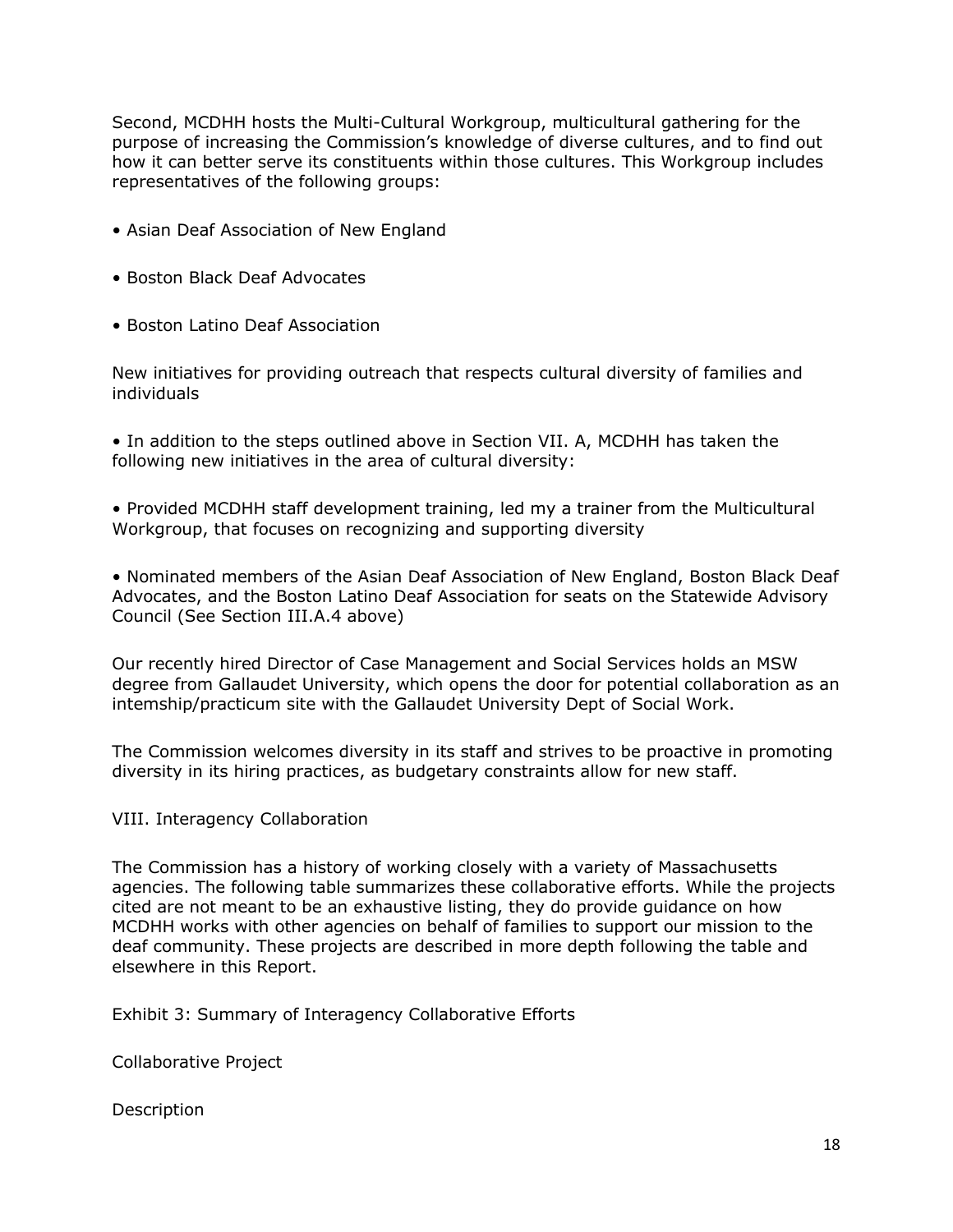Second, MCDHH hosts the Multi-Cultural Workgroup, multicultural gathering for the purpose of increasing the Commission's knowledge of diverse cultures, and to find out how it can better serve its constituents within those cultures. This Workgroup includes representatives of the following groups:

- Asian Deaf Association of New England
- Boston Black Deaf Advocates
- Boston Latino Deaf Association

New initiatives for providing outreach that respects cultural diversity of families and individuals

- In addition to the steps outlined above in Section VII. A, MCDHH has taken the following new initiatives in the area of cultural diversity:
- Provided MCDHH staff development training, led my a trainer from the Multicultural Workgroup, that focuses on recognizing and supporting diversity
- Nominated members of the Asian Deaf Association of New England, Boston Black Deaf Advocates, and the Boston Latino Deaf Association for seats on the Statewide Advisory Council (See Section III.A.4 above)

Our recently hired Director of Case Management and Social Services holds an MSW degree from Gallaudet University, which opens the door for potential collaboration as an intemship/practicum site with the Gallaudet University Dept of Social Work.

The Commission welcomes diversity in its staff and strives to be proactive in promoting diversity in its hiring practices, as budgetary constraints allow for new staff.

## VIII. Interagency Collaboration

The Commission has a history of working closely with a variety of Massachusetts agencies. The following table summarizes these collaborative efforts. While the projects cited are not meant to be an exhaustive listing, they do provide guidance on how MCDHH works with other agencies on behalf of families to support our mission to the deaf community. These projects are described in more depth following the table and elsewhere in this Report.

Exhibit 3: Summary of Interagency Collaborative Efforts

| Collaborative Project | Description |
| --- | --- |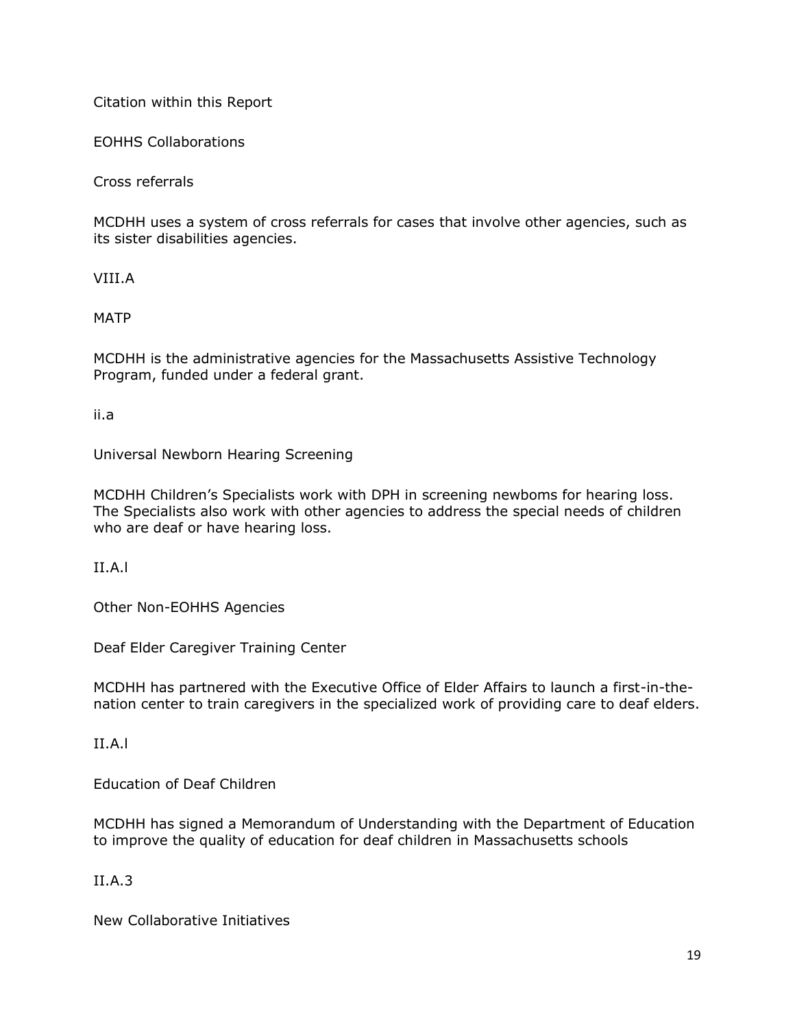Citation within this Report

EOHHS Collaborations

Cross referrals

MCDHH uses a system of cross referrals for cases that involve other agencies, such as its sister disabilities agencies.

VIII.A

MATP

MCDHH is the administrative agencies for the Massachusetts Assistive Technology Program, funded under a federal grant.

ii.a

Universal Newborn Hearing Screening

MCDHH Children's Specialists work with DPH in screening newboms for hearing loss. The Specialists also work with other agencies to address the special needs of children who are deaf or have hearing loss.

II.A.l

Other Non-EOHHS Agencies

Deaf Elder Caregiver Training Center

MCDHH has partnered with the Executive Office of Elder Affairs to launch a first-in-the-nation center to train caregivers in the specialized work of providing care to deaf elders.

II.A.l

Education of Deaf Children

MCDHH has signed a Memorandum of Understanding with the Department of Education to improve the quality of education for deaf children in Massachusetts schools

II.A.3

New Collaborative Initiatives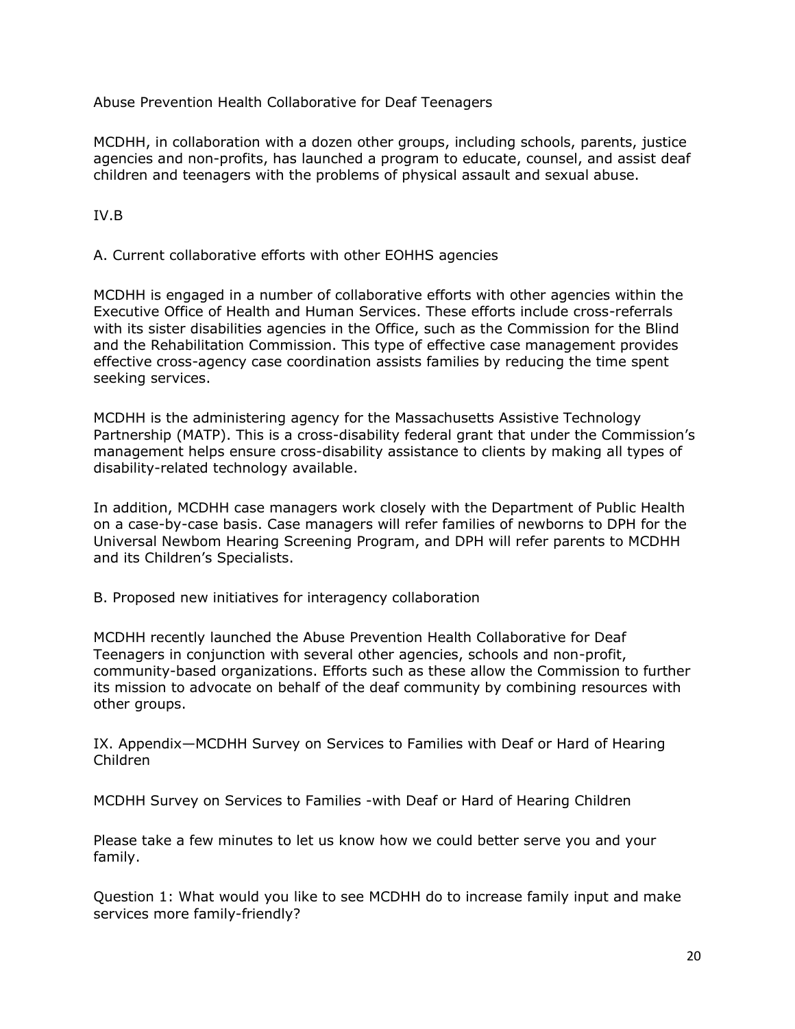Abuse Prevention Health Collaborative for Deaf Teenagers

MCDHH, in collaboration with a dozen other groups, including schools, parents, justice agencies and non-profits, has launched a program to educate, counsel, and assist deaf children and teenagers with the problems of physical assault and sexual abuse.

IV.B

A. Current collaborative efforts with other EOHHS agencies

MCDHH is engaged in a number of collaborative efforts with other agencies within the Executive Office of Health and Human Services. These efforts include cross-referrals with its sister disabilities agencies in the Office, such as the Commission for the Blind and the Rehabilitation Commission. This type of effective case management provides effective cross-agency case coordination assists families by reducing the time spent seeking services.

MCDHH is the administering agency for the Massachusetts Assistive Technology Partnership (MATP). This is a cross-disability federal grant that under the Commission's management helps ensure cross-disability assistance to clients by making all types of disability-related technology available.

In addition, MCDHH case managers work closely with the Department of Public Health on a case-by-case basis. Case managers will refer families of newborns to DPH for the Universal Newbom Hearing Screening Program, and DPH will refer parents to MCDHH and its Children's Specialists.

B. Proposed new initiatives for interagency collaboration

MCDHH recently launched the Abuse Prevention Health Collaborative for Deaf Teenagers in conjunction with several other agencies, schools and non-profit, community-based organizations. Efforts such as these allow the Commission to further its mission to advocate on behalf of the deaf community by combining resources with other groups.

IX. Appendix—MCDHH Survey on Services to Families with Deaf or Hard of Hearing Children

MCDHH Survey on Services to Families -with Deaf or Hard of Hearing Children

Please take a few minutes to let us know how we could better serve you and your family.

Question 1: What would you like to see MCDHH do to increase family input and make services more family-friendly?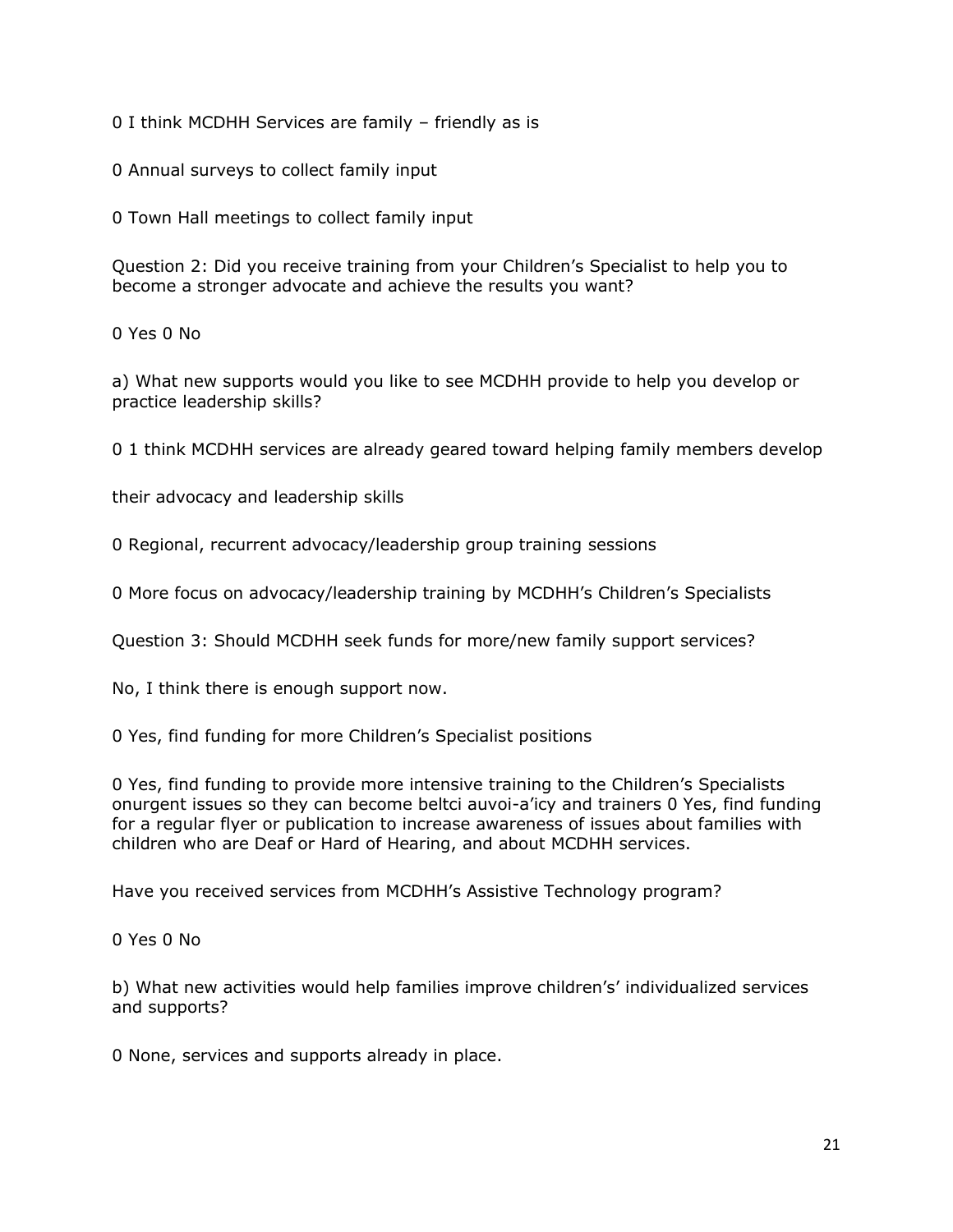0 I think MCDHH Services are family – friendly as is

0 Annual surveys to collect family input

0 Town Hall meetings to collect family input

Question 2: Did you receive training from your Children's Specialist to help you to become a stronger advocate and achieve the results you want?

0 Yes 0 No

a) What new supports would you like to see MCDHH provide to help you develop or practice leadership skills?

0 1 think MCDHH services are already geared toward helping family members develop

their advocacy and leadership skills

0 Regional, recurrent advocacy/leadership group training sessions

0 More focus on advocacy/leadership training by MCDHH's Children's Specialists

Question 3: Should MCDHH seek funds for more/new family support services?

No, I think there is enough support now.

0 Yes, find funding for more Children's Specialist positions

0 Yes, find funding to provide more intensive training to the Children's Specialists onurgent issues so they can become beltci auvoi-a'icy and trainers 0 Yes, find funding for a regular flyer or publication to increase awareness of issues about families with children who are Deaf or Hard of Hearing, and about MCDHH services.

Have you received services from MCDHH's Assistive Technology program?

0 Yes 0 No

b) What new activities would help families improve children's' individualized services and supports?

0 None, services and supports already in place.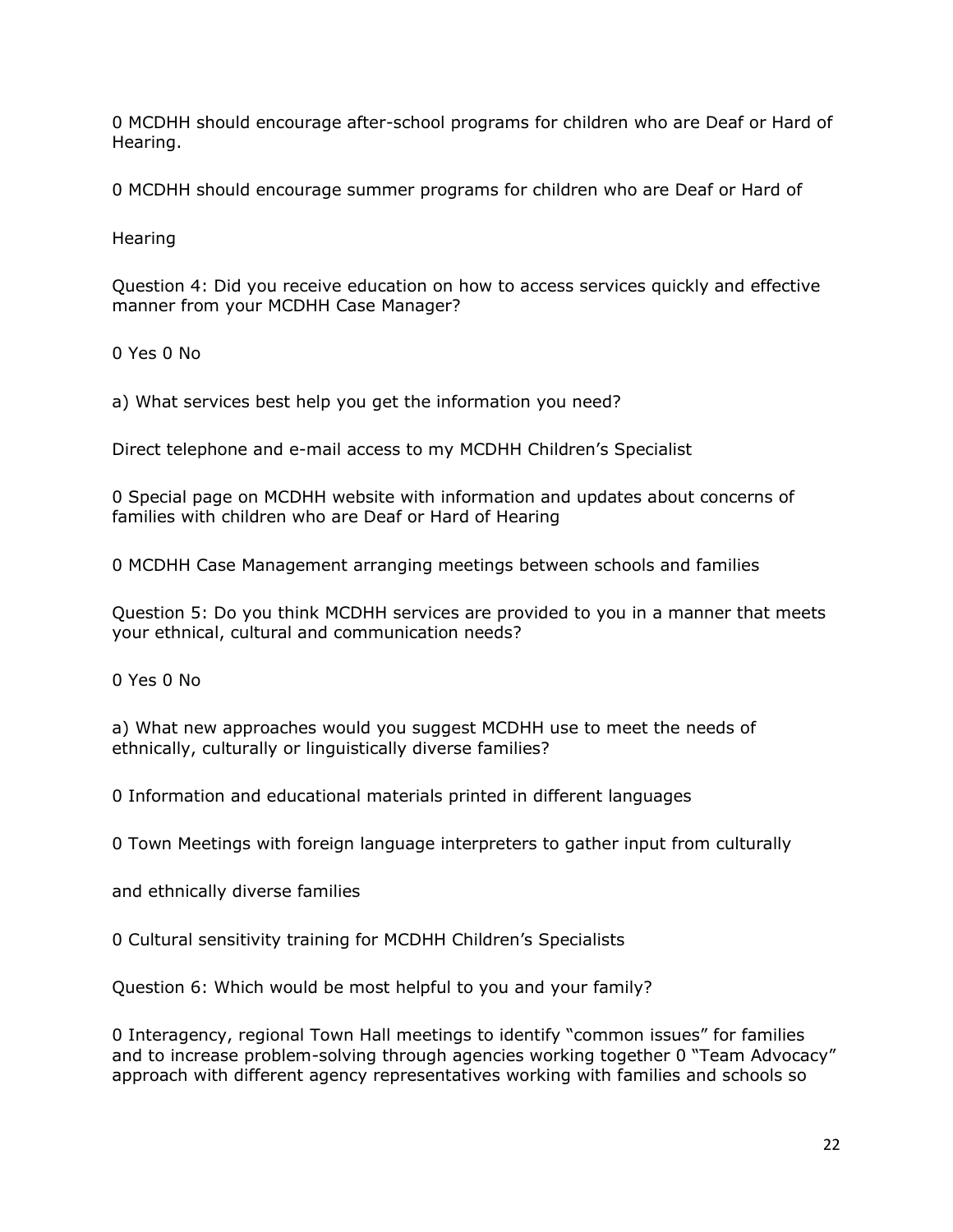0 MCDHH should encourage after-school programs for children who are Deaf or Hard of Hearing.

0 MCDHH should encourage summer programs for children who are Deaf or Hard of

Hearing

Question 4: Did you receive education on how to access services quickly and effective manner from your MCDHH Case Manager?

0 Yes 0 No

a) What services best help you get the information you need?

Direct telephone and e-mail access to my MCDHH Children's Specialist

0 Special page on MCDHH website with information and updates about concerns of families with children who are Deaf or Hard of Hearing

0 MCDHH Case Management arranging meetings between schools and families

Question 5: Do you think MCDHH services are provided to you in a manner that meets your ethnical, cultural and communication needs?

0 Yes 0 No

a) What new approaches would you suggest MCDHH use to meet the needs of ethnically, culturally or linguistically diverse families?

0 Information and educational materials printed in different languages

0 Town Meetings with foreign language interpreters to gather input from culturally

and ethnically diverse families

0 Cultural sensitivity training for MCDHH Children's Specialists

Question 6: Which would be most helpful to you and your family?

0 Interagency, regional Town Hall meetings to identify "common issues" for families and to increase problem-solving through agencies working together 0 "Team Advocacy" approach with different agency representatives working with families and schools so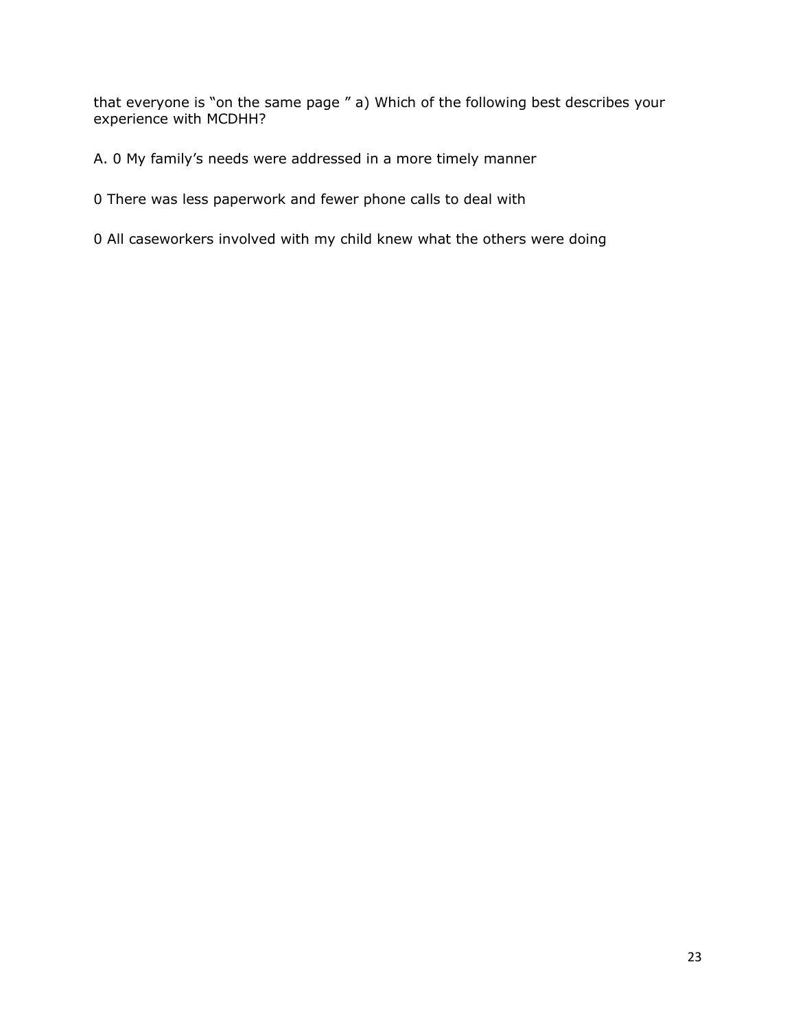that everyone is “on the same page ” a) Which of the following best describes your experience with MCDHH?

A. 0 My family’s needs were addressed in a more timely manner

0 There was less paperwork and fewer phone calls to deal with

0 All caseworkers involved with my child knew what the others were doing